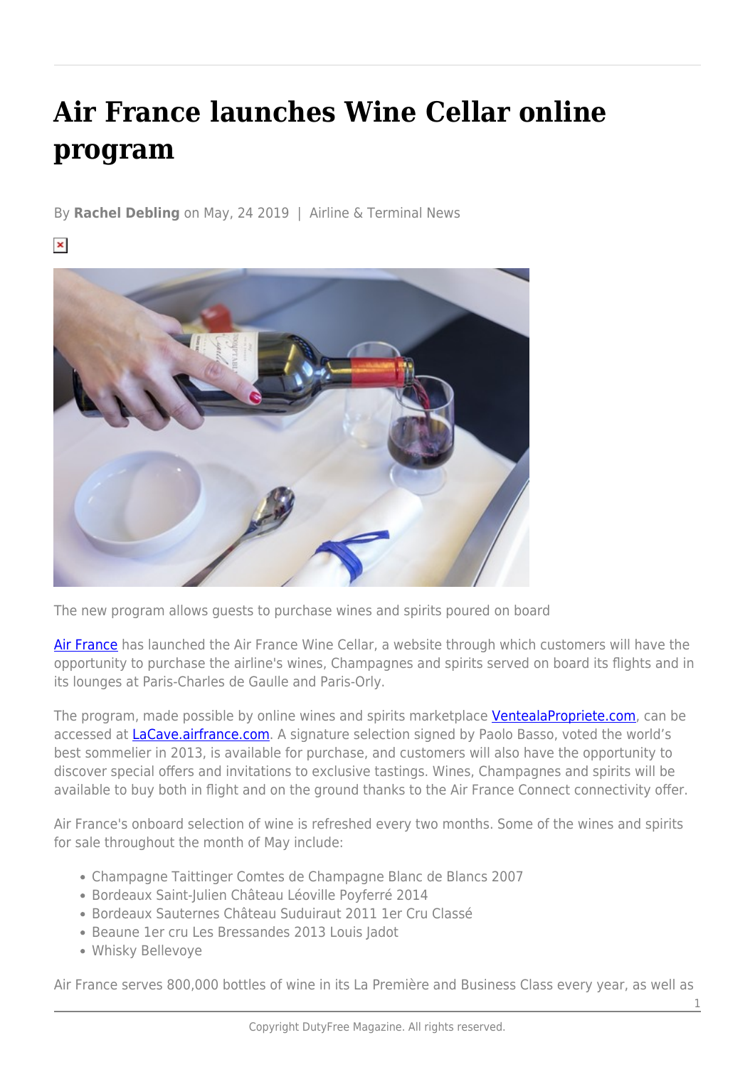# Air France launches Wine Cellar online program

By **Rachel Debling** on May, 24 2019 | Airline & Terminal News

The new program allows guests to purchase wines and spirits poured on board

Air France has launched the Air France Wine Cellar, a website through which customers will have the opportunity to purchase the airline's wines, Champagnes and spirits served on board its flights and in its lounges at Paris-Charles de Gaulle and Paris-Orly.

The program, made possible by online wines and spirits marketplace VentealaPropriete.com, can be accessed at LaCave.airfrance.com. A signature selection signed by Paolo Basso, voted the world's best sommelier in 2013, is available for purchase, and customers will also have the opportunity to discover special offers and invitations to exclusive tastings. Wines, Champagnes and spirits will be available to buy both in flight and on the ground thanks to the Air France Connect connectivity offer.

Air France's onboard selection of wine is refreshed every two months. Some of the wines and spirits for sale throughout the month of May include:

- Champagne Taittinger Comtes de Champagne Blanc de Blancs 2007
- Bordeaux Saint-Julien Château Léoville Poyferré 2014
- Bordeaux Sauternes Château Suduiraut 2011 1er Cru Classé
- Beaune 1er cru Les Bressandes 2013 Louis Jadot
- Whisky Bellevoye

Air France serves 800,000 bottles of wine in its La Première and Business Class every year, as well as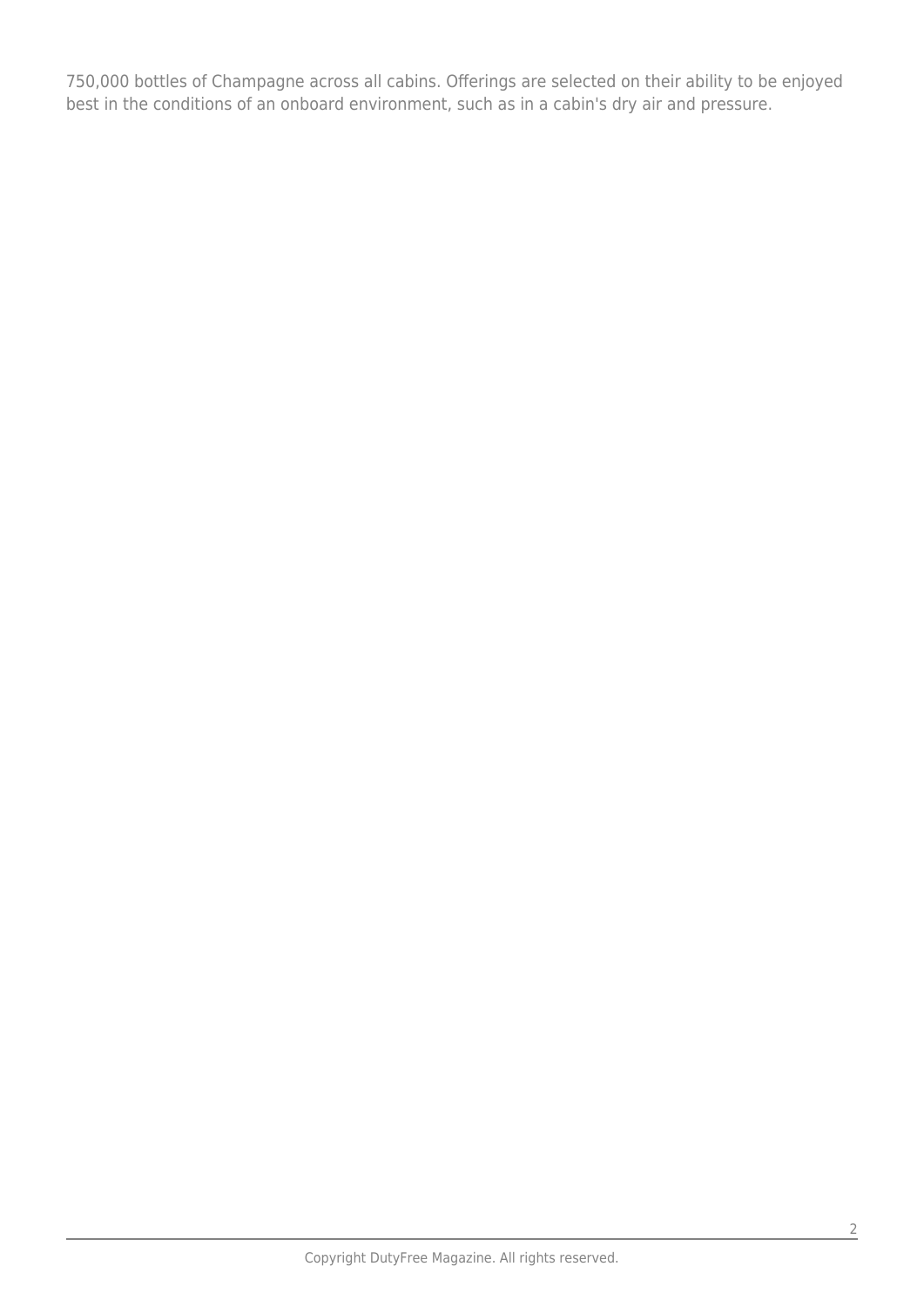750,000 bottles of Champagne across all cabins. Offerings are selected on their ability to be enjoyed best in the conditions of an onboard environment, such as in a cabin's dry air and pressure.